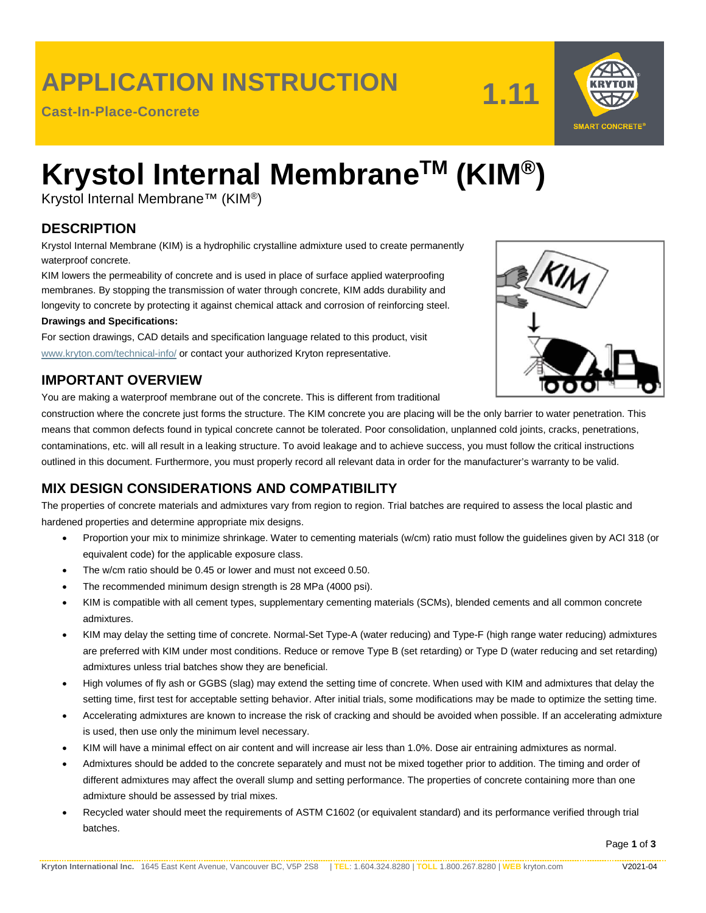# APPLICATION INSTRUCTION

**Cast-In-Place-Concrete**

**1.11**

# Krystol Internal Membrane™ (KIM®)

Krystol Internal Membrane™ (KIM®)

## DESCRIPTION

Krystol Internal Membrane (KIM) is a hydrophilic crystalline admixture used to create permanently waterproof concrete.

KIM lowers the permeability of concrete and is used in place of surface applied waterproofing membranes. By stopping the transmission of water through concrete, KIM adds durability and longevity to concrete by protecting it against chemical attack and corrosion of reinforcing steel.

**Drawings and Specifications:**

For section drawings, CAD details and specification language related to this product, visit www.kryton.com/technical-info/ or contact your authorized Kryton representative.

## IMPORTANT OVERVIEW

You are making a waterproof membrane out of the concrete. This is different from traditional construction where the concrete just forms the structure. The KIM concrete you are placing will be the only barrier to water penetration. This means that common defects found in typical concrete cannot be tolerated. Poor consolidation, unplanned cold joints, cracks, penetrations, contaminations, etc. will all result in a leaking structure. To avoid leakage and to achieve success, you must follow the critical instructions outlined in this document. Furthermore, you must properly record all relevant data in order for the manufacturer's warranty to be valid.

## MIX DESIGN CONSIDERATIONS AND COMPATIBILITY

The properties of concrete materials and admixtures vary from region to region. Trial batches are required to assess the local plastic and hardened properties and determine appropriate mix designs.

- Proportion your mix to minimize shrinkage. Water to cementing materials (w/cm) ratio must follow the guidelines given by ACI 318 (or equivalent code) for the applicable exposure class.
- The w/cm ratio should be 0.45 or lower and must not exceed 0.50.
- The recommended minimum design strength is 28 MPa (4000 psi).
- KIM is compatible with all cement types, supplementary cementing materials (SCMs), blended cements and all common concrete admixtures.
- KIM may delay the setting time of concrete. Normal-Set Type-A (water reducing) and Type-F (high range water reducing) admixtures are preferred with KIM under most conditions. Reduce or remove Type B (set retarding) or Type D (water reducing and set retarding) admixtures unless trial batches show they are beneficial.
- High volumes of fly ash or GGBS (slag) may extend the setting time of concrete. When used with KIM and admixtures that delay the setting time, first test for acceptable setting behavior. After initial trials, some modifications may be made to optimize the setting time.
- Accelerating admixtures are known to increase the risk of cracking and should be avoided when possible. If an accelerating admixture is used, then use only the minimum level necessary.
- KIM will have a minimal effect on air content and will increase air less than 1.0%. Dose air entraining admixtures as normal.
- Admixtures should be added to the concrete separately and must not be mixed together prior to addition. The timing and order of different admixtures may affect the overall slump and setting performance. The properties of concrete containing more than one admixture should be assessed by trial mixes.
- Recycled water should meet the requirements of ASTM C1602 (or equivalent standard) and its performance verified through trial batches.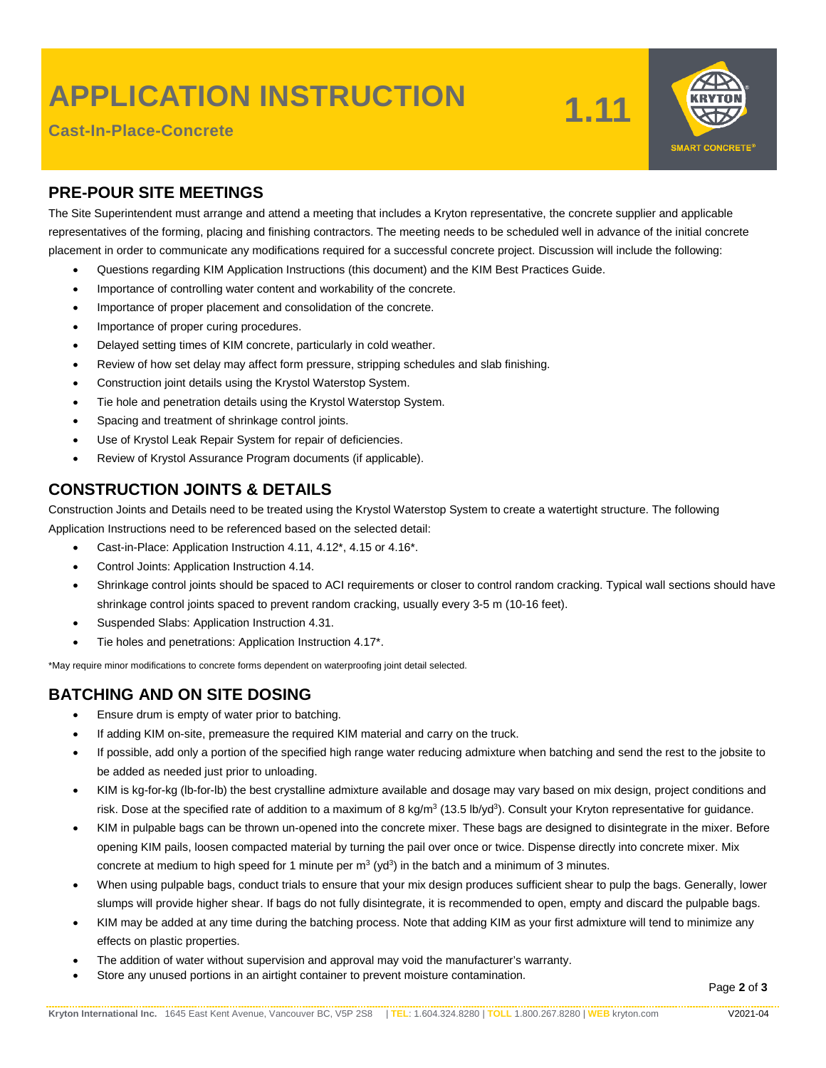# APPLICATION INSTRUCTION

**Cast-In-Place-Concrete**

**1.11**

## PRE-POUR SITE MEETINGS

The Site Superintendent must arrange and attend a meeting that includes a Kryton representative, the concrete supplier and applicable representatives of the forming, placing and finishing contractors. The meeting needs to be scheduled well in advance of the initial concrete placement in order to communicate any modifications required for a successful concrete project. Discussion will include the following:

- Questions regarding KIM Application Instructions (this document) and the KIM Best Practices Guide.
- Importance of controlling water content and workability of the concrete.
- Importance of proper placement and consolidation of the concrete.
- Importance of proper curing procedures.
- Delayed setting times of KIM concrete, particularly in cold weather.
- Review of how set delay may affect form pressure, stripping schedules and slab finishing.
- Construction joint details using the Krystol Waterstop System.
- Tie hole and penetration details using the Krystol Waterstop System.
- Spacing and treatment of shrinkage control joints.
- Use of Krystol Leak Repair System for repair of deficiencies.
- Review of Krystol Assurance Program documents (if applicable).

## CONSTRUCTION JOINTS & DETAILS

Construction Joints and Details need to be treated using the Krystol Waterstop System to create a watertight structure. The following Application Instructions need to be referenced based on the selected detail:

- Cast-in-Place: Application Instruction 4.11, 4.12*, 4.15 or 4.16*.
- Control Joints: Application Instruction 4.14.
- Shrinkage control joints should be spaced to ACI requirements or closer to control random cracking. Typical wall sections should have shrinkage control joints spaced to prevent random cracking, usually every 3-5 m (10-16 feet).
- Suspended Slabs: Application Instruction 4.31.
- Tie holes and penetrations: Application Instruction 4.17*.

*May require minor modifications to concrete forms dependent on waterproofing joint detail selected.

## BATCHING AND ON SITE DOSING

- Ensure drum is empty of water prior to batching.
- If adding KIM on-site, premeasure the required KIM material and carry on the truck.
- If possible, add only a portion of the specified high range water reducing admixture when batching and send the rest to the jobsite to be added as needed just prior to unloading.
- KIM is kg-for-kg (lb-for-lb) the best crystalline admixture available and dosage may vary based on mix design, project conditions and risk. Dose at the specified rate of addition to a maximum of 8 kg/m$^3$ (13.5 lb/yd$^3$). Consult your Kryton representative for guidance.
- KIM in pulpable bags can be thrown un-opened into the concrete mixer. These bags are designed to disintegrate in the mixer. Before opening KIM pails, loosen compacted material by turning the pail over once or twice. Dispense directly into concrete mixer. Mix concrete at medium to high speed for 1 minute per m$^3$ (yd$^3$) in the batch and a minimum of 3 minutes.
- When using pulpable bags, conduct trials to ensure that your mix design produces sufficient shear to pulp the bags. Generally, lower slumps will provide higher shear. If bags do not fully disintegrate, it is recommended to open, empty and discard the pulpable bags.
- KIM may be added at any time during the batching process. Note that adding KIM as your first admixture will tend to minimize any effects on plastic properties.
- The addition of water without supervision and approval may void the manufacturer's warranty.
- Store any unused portions in an airtight container to prevent moisture contamination.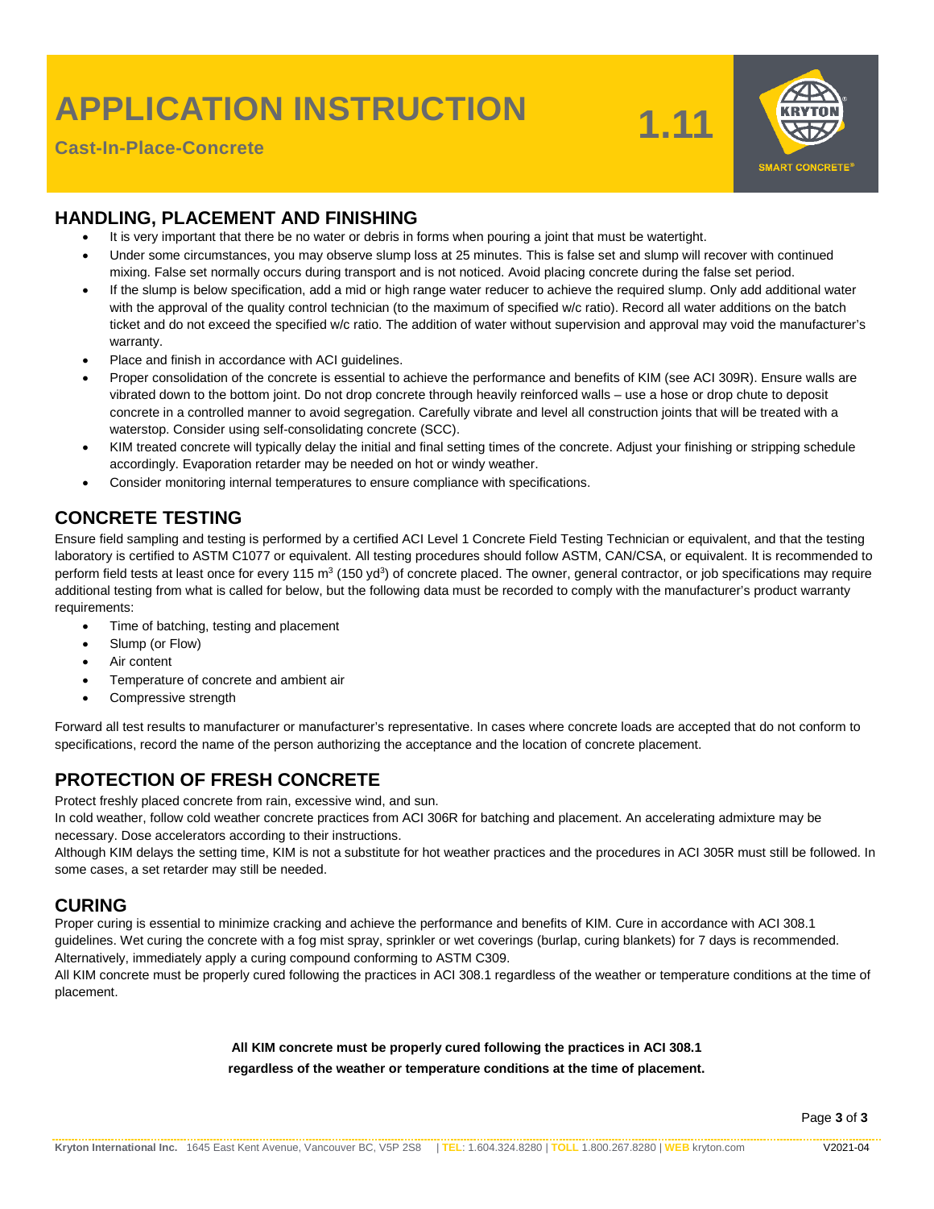# APPLICATION INSTRUCTION

**Cast-In-Place-Concrete**

**1.11**

## HANDLING, PLACEMENT AND FINISHING

- It is very important that there be no water or debris in forms when pouring a joint that must be watertight.
- Under some circumstances, you may observe slump loss at 25 minutes. This is false set and slump will recover with continued mixing. False set normally occurs during transport and is not noticed. Avoid placing concrete during the false set period.
- If the slump is below specification, add a mid or high range water reducer to achieve the required slump. Only add additional water with the approval of the quality control technician (to the maximum of specified w/c ratio). Record all water additions on the batch ticket and do not exceed the specified w/c ratio. The addition of water without supervision and approval may void the manufacturer's warranty.
- Place and finish in accordance with ACI guidelines.
- Proper consolidation of the concrete is essential to achieve the performance and benefits of KIM (see ACI 309R). Ensure walls are vibrated down to the bottom joint. Do not drop concrete through heavily reinforced walls – use a hose or drop chute to deposit concrete in a controlled manner to avoid segregation. Carefully vibrate and level all construction joints that will be treated with a waterstop. Consider using self-consolidating concrete (SCC).
- KIM treated concrete will typically delay the initial and final setting times of the concrete. Adjust your finishing or stripping schedule accordingly. Evaporation retarder may be needed on hot or windy weather.
- Consider monitoring internal temperatures to ensure compliance with specifications.

## CONCRETE TESTING

Ensure field sampling and testing is performed by a certified ACI Level 1 Concrete Field Testing Technician or equivalent, and that the testing laboratory is certified to ASTM C1077 or equivalent. All testing procedures should follow ASTM, CAN/CSA, or equivalent. It is recommended to perform field tests at least once for every 115 $m^3$ (150 $yd^3$) of concrete placed. The owner, general contractor, or job specifications may require additional testing from what is called for below, but the following data must be recorded to comply with the manufacturer's product warranty requirements:

- Time of batching, testing and placement
- Slump (or Flow)
- Air content
- Temperature of concrete and ambient air
- Compressive strength

Forward all test results to manufacturer or manufacturer's representative. In cases where concrete loads are accepted that do not conform to specifications, record the name of the person authorizing the acceptance and the location of concrete placement.

## PROTECTION OF FRESH CONCRETE

Protect freshly placed concrete from rain, excessive wind, and sun.

In cold weather, follow cold weather concrete practices from ACI 306R for batching and placement. An accelerating admixture may be necessary. Dose accelerators according to their instructions.

Although KIM delays the setting time, KIM is not a substitute for hot weather practices and the procedures in ACI 305R must still be followed. In some cases, a set retarder may still be needed.

## CURING

Proper curing is essential to minimize cracking and achieve the performance and benefits of KIM. Cure in accordance with ACI 308.1 guidelines. Wet curing the concrete with a fog mist spray, sprinkler or wet coverings (burlap, curing blankets) for 7 days is recommended. Alternatively, immediately apply a curing compound conforming to ASTM C309.

All KIM concrete must be properly cured following the practices in ACI 308.1 regardless of the weather or temperature conditions at the time of placement.

**All KIM concrete must be properly cured following the practices in ACI 308.1 regardless of the weather or temperature conditions at the time of placement.**